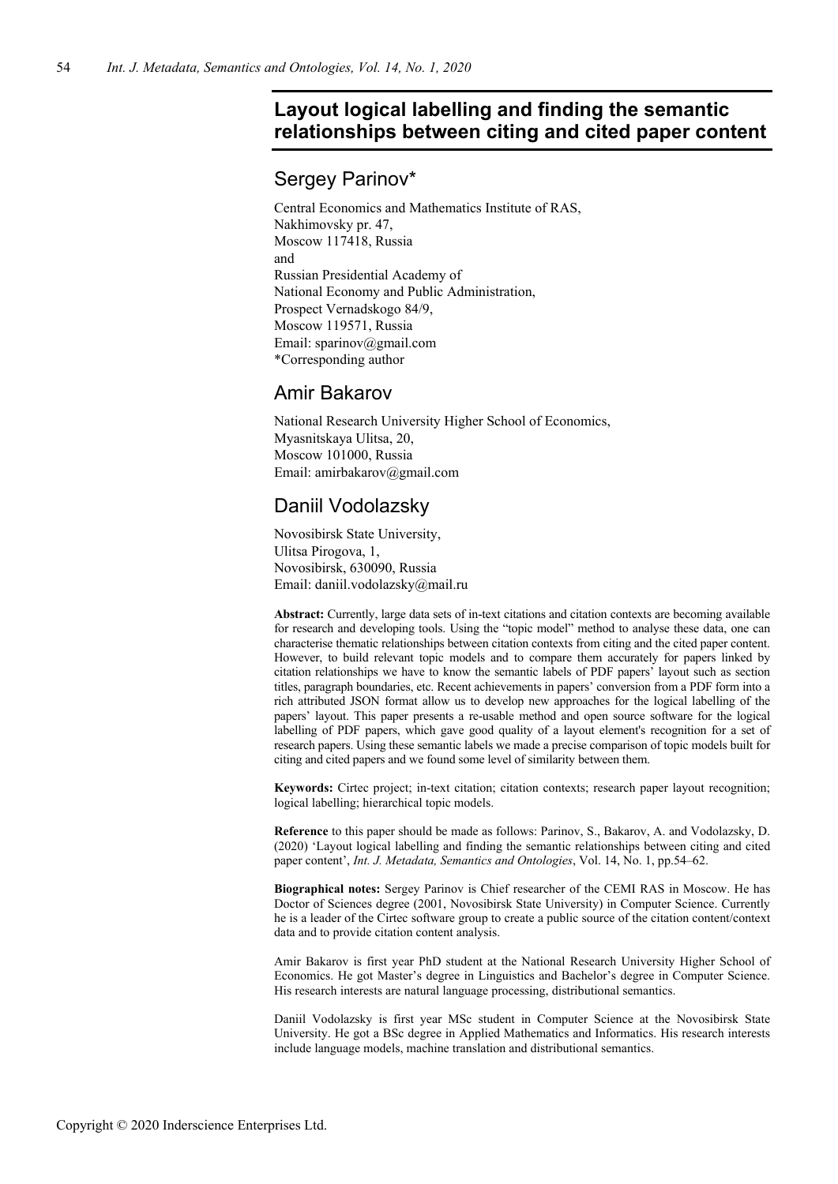# Layout logical labelling and finding the semantic relationships between citing and cited paper content

## Sergey Parinov*

Central Economics and Mathematics Institute of RAS,
Nakhimovsky pr. 47,
Moscow 117418, Russia
and
Russian Presidential Academy of
National Economy and Public Administration,
Prospect Vernadskogo 84/9,
Moscow 119571, Russia
Email: sparinov@gmail.com
*Corresponding author

## Amir Bakarov

National Research University Higher School of Economics,
Myasnitskaya Ulitsa, 20,
Moscow 101000, Russia
Email: amirbakarov@gmail.com

## Daniil Vodolazsky

Novosibirsk State University,
Ulitsa Pirogova, 1,
Novosibirsk, 630090, Russia
Email: daniil.vodolazsky@mail.ru

**Abstract:** Currently, large data sets of in-text citations and citation contexts are becoming available for research and developing tools. Using the "topic model" method to analyse these data, one can characterise thematic relationships between citation contexts from citing and the cited paper content. However, to build relevant topic models and to compare them accurately for papers linked by citation relationships we have to know the semantic labels of PDF papers' layout such as section titles, paragraph boundaries, etc. Recent achievements in papers' conversion from a PDF form into a rich attributed JSON format allow us to develop new approaches for the logical labelling of the papers' layout. This paper presents a re-usable method and open source software for the logical labelling of PDF papers, which gave good quality of a layout element's recognition for a set of research papers. Using these semantic labels we made a precise comparison of topic models built for citing and cited papers and we found some level of similarity between them.

**Keywords:** Cirtec project; in-text citation; citation contexts; research paper layout recognition; logical labelling; hierarchical topic models.

**Reference** to this paper should be made as follows: Parinov, S., Bakarov, A. and Vodolazsky, D. (2020) 'Layout logical labelling and finding the semantic relationships between citing and cited paper content', *Int. J. Metadata, Semantics and Ontologies*, Vol. 14, No. 1, pp.54–62.

**Biographical notes:** Sergey Parinov is Chief researcher of the CEMI RAS in Moscow. He has Doctor of Sciences degree (2001, Novosibirsk State University) in Computer Science. Currently he is a leader of the Cirtec software group to create a public source of the citation content/context data and to provide citation content analysis.

Amir Bakarov is first year PhD student at the National Research University Higher School of Economics. He got Master's degree in Linguistics and Bachelor's degree in Computer Science. His research interests are natural language processing, distributional semantics.

Daniil Vodolazsky is first year MSc student in Computer Science at the Novosibirsk State University. He got a BSc degree in Applied Mathematics and Informatics. His research interests include language models, machine translation and distributional semantics.

Copyright © 2020 Inderscience Enterprises Ltd.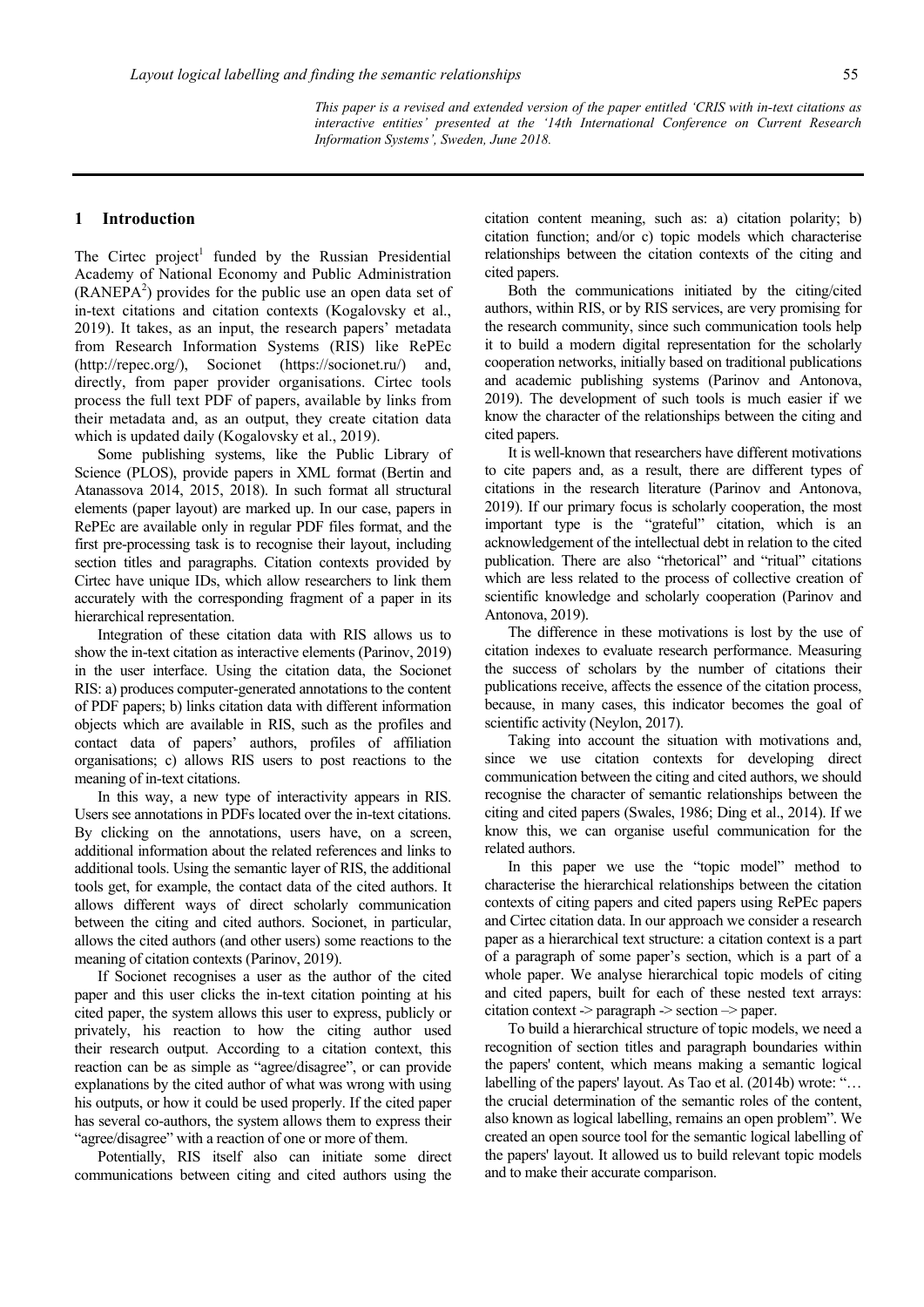*This paper is a revised and extended version of the paper entitled 'CRIS with in-text citations as interactive entities' presented at the '14th International Conference on Current Research Information Systems', Sweden, June 2018.*

## 1 Introduction

The Cirtec project[1] funded by the Russian Presidential Academy of National Economy and Public Administration (RANEPA[2]) provides for the public use an open data set of in-text citations and citation contexts (Kogalovsky et al., 2019). It takes, as an input, the research papers' metadata from Research Information Systems (RIS) like RePEc (http://repec.org/), Socionet (https://socionet.ru/) and, directly, from paper provider organisations. Cirtec tools process the full text PDF of papers, available by links from their metadata and, as an output, they create citation data which is updated daily (Kogalovsky et al., 2019).

Some publishing systems, like the Public Library of Science (PLOS), provide papers in XML format (Bertin and Atanassova 2014, 2015, 2018). In such format all structural elements (paper layout) are marked up. In our case, papers in RePEc are available only in regular PDF files format, and the first pre-processing task is to recognise their layout, including section titles and paragraphs. Citation contexts provided by Cirtec have unique IDs, which allow researchers to link them accurately with the corresponding fragment of a paper in its hierarchical representation.

Integration of these citation data with RIS allows us to show the in-text citation as interactive elements (Parinov, 2019) in the user interface. Using the citation data, the Socionet RIS: a) produces computer-generated annotations to the content of PDF papers; b) links citation data with different information objects which are available in RIS, such as the profiles and contact data of papers' authors, profiles of affiliation organisations; c) allows RIS users to post reactions to the meaning of in-text citations.

In this way, a new type of interactivity appears in RIS. Users see annotations in PDFs located over the in-text citations. By clicking on the annotations, users have, on a screen, additional information about the related references and links to additional tools. Using the semantic layer of RIS, the additional tools get, for example, the contact data of the cited authors. It allows different ways of direct scholarly communication between the citing and cited authors. Socionet, in particular, allows the cited authors (and other users) some reactions to the meaning of citation contexts (Parinov, 2019).

If Socionet recognises a user as the author of the cited paper and this user clicks the in-text citation pointing at his cited paper, the system allows this user to express, publicly or privately, his reaction to how the citing author used their research output. According to a citation context, this reaction can be as simple as "agree/disagree", or can provide explanations by the cited author of what was wrong with using his outputs, or how it could be used properly. If the cited paper has several co-authors, the system allows them to express their "agree/disagree" with a reaction of one or more of them.

Potentially, RIS itself also can initiate some direct communications between citing and cited authors using the citation content meaning, such as: a) citation polarity; b) citation function; and/or c) topic models which characterise relationships between the citation contexts of the citing and cited papers.

Both the communications initiated by the citing/cited authors, within RIS, or by RIS services, are very promising for the research community, since such communication tools help it to build a modern digital representation for the scholarly cooperation networks, initially based on traditional publications and academic publishing systems (Parinov and Antonova, 2019). The development of such tools is much easier if we know the character of the relationships between the citing and cited papers.

It is well-known that researchers have different motivations to cite papers and, as a result, there are different types of citations in the research literature (Parinov and Antonova, 2019). If our primary focus is scholarly cooperation, the most important type is the "grateful" citation, which is an acknowledgement of the intellectual debt in relation to the cited publication. There are also "rhetorical" and "ritual" citations which are less related to the process of collective creation of scientific knowledge and scholarly cooperation (Parinov and Antonova, 2019).

The difference in these motivations is lost by the use of citation indexes to evaluate research performance. Measuring the success of scholars by the number of citations their publications receive, affects the essence of the citation process, because, in many cases, this indicator becomes the goal of scientific activity (Neylon, 2017).

Taking into account the situation with motivations and, since we use citation contexts for developing direct communication between the citing and cited authors, we should recognise the character of semantic relationships between the citing and cited papers (Swales, 1986; Ding et al., 2014). If we know this, we can organise useful communication for the related authors.

In this paper we use the "topic model" method to characterise the hierarchical relationships between the citation contexts of citing papers and cited papers using RePEc papers and Cirtec citation data. In our approach we consider a research paper as a hierarchical text structure: a citation context is a part of a paragraph of some paper's section, which is a part of a whole paper. We analyse hierarchical topic models of citing and cited papers, built for each of these nested text arrays: citation context -> paragraph -> section –> paper.

To build a hierarchical structure of topic models, we need a recognition of section titles and paragraph boundaries within the papers' content, which means making a semantic logical labelling of the papers' layout. As Tao et al. (2014b) wrote: "… the crucial determination of the semantic roles of the content, also known as logical labelling, remains an open problem". We created an open source tool for the semantic logical labelling of the papers' layout. It allowed us to build relevant topic models and to make their accurate comparison.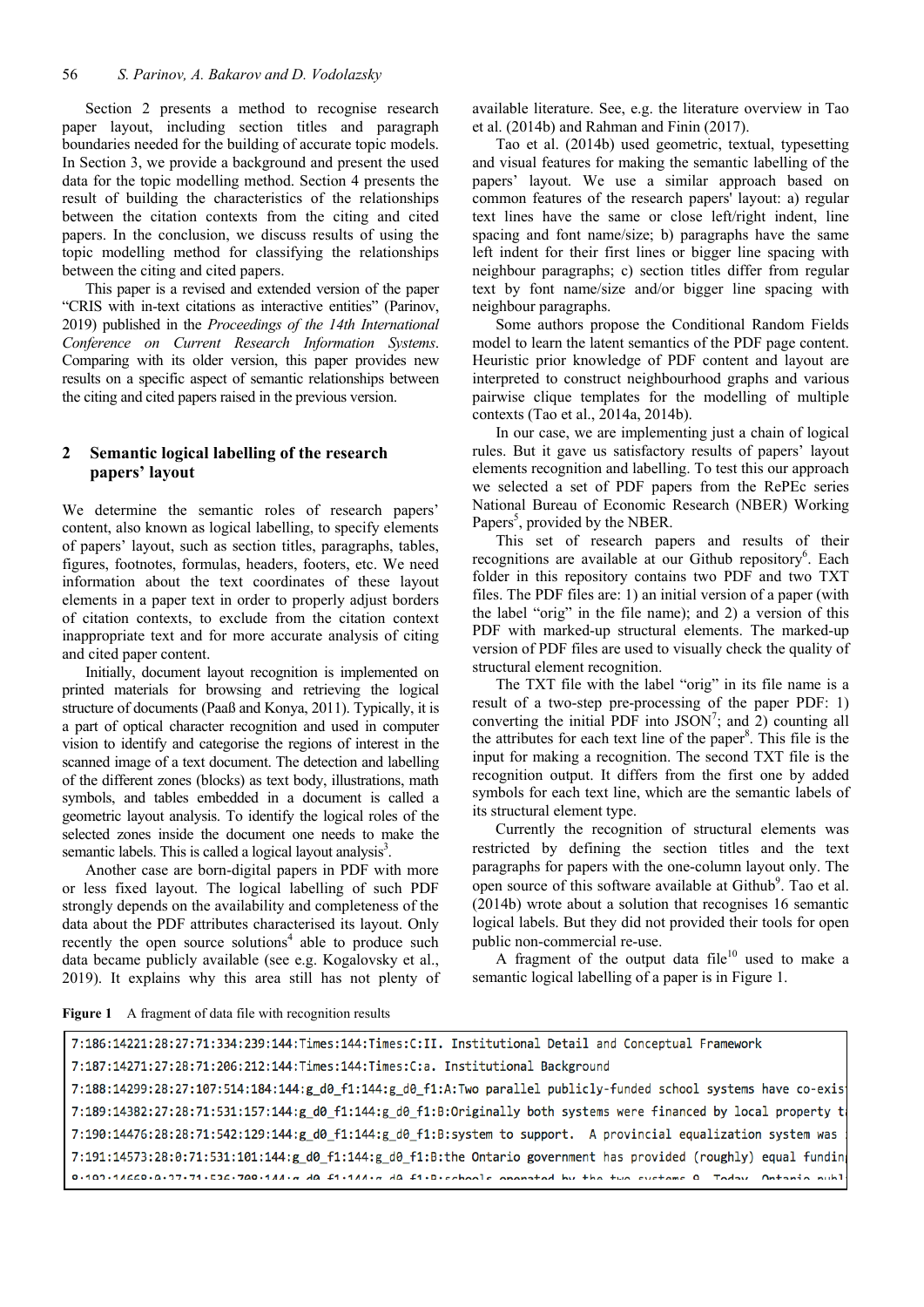Section 2 presents a method to recognise research paper layout, including section titles and paragraph boundaries needed for the building of accurate topic models. In Section 3, we provide a background and present the used data for the topic modelling method. Section 4 presents the result of building the characteristics of the relationships between the citation contexts from the citing and cited papers. In the conclusion, we discuss results of using the topic modelling method for classifying the relationships between the citing and cited papers.

This paper is a revised and extended version of the paper "CRIS with in-text citations as interactive entities" (Parinov, 2019) published in the *Proceedings of the 14th International Conference on Current Research Information Systems*. Comparing with its older version, this paper provides new results on a specific aspect of semantic relationships between the citing and cited papers raised in the previous version.

## 2 Semantic logical labelling of the research papers' layout

We determine the semantic roles of research papers' content, also known as logical labelling, to specify elements of papers' layout, such as section titles, paragraphs, tables, figures, footnotes, formulas, headers, footers, etc. We need information about the text coordinates of these layout elements in a paper text in order to properly adjust borders of citation contexts, to exclude from the citation context inappropriate text and for more accurate analysis of citing and cited paper content.

Initially, document layout recognition is implemented on printed materials for browsing and retrieving the logical structure of documents (Paaß and Konya, 2011). Typically, it is a part of optical character recognition and used in computer vision to identify and categorise the regions of interest in the scanned image of a text document. The detection and labelling of the different zones (blocks) as text body, illustrations, math symbols, and tables embedded in a document is called a geometric layout analysis. To identify the logical roles of the selected zones inside the document one needs to make the semantic labels. This is called a logical layout analysis[3].

Another case are born-digital papers in PDF with more or less fixed layout. The logical labelling of such PDF strongly depends on the availability and completeness of the data about the PDF attributes characterised its layout. Only recently the open source solutions[4] able to produce such data became publicly available (see e.g. Kogalovsky et al., 2019). It explains why this area still has not plenty of available literature. See, e.g. the literature overview in Tao et al. (2014b) and Rahman and Finin (2017).

Tao et al. (2014b) used geometric, textual, typesetting and visual features for making the semantic labelling of the papers' layout. We use a similar approach based on common features of the research papers' layout: a) regular text lines have the same or close left/right indent, line spacing and font name/size; b) paragraphs have the same left indent for their first lines or bigger line spacing with neighbour paragraphs; c) section titles differ from regular text by font name/size and/or bigger line spacing with neighbour paragraphs.

Some authors propose the Conditional Random Fields model to learn the latent semantics of the PDF page content. Heuristic prior knowledge of PDF content and layout are interpreted to construct neighbourhood graphs and various pairwise clique templates for the modelling of multiple contexts (Tao et al., 2014a, 2014b).

In our case, we are implementing just a chain of logical rules. But it gave us satisfactory results of papers' layout elements recognition and labelling. To test this our approach we selected a set of PDF papers from the RePEc series National Bureau of Economic Research (NBER) Working Papers[5], provided by the NBER.

This set of research papers and results of their recognitions are available at our Github repository[6]. Each folder in this repository contains two PDF and two TXT files. The PDF files are: 1) an initial version of a paper (with the label "orig" in the file name); and 2) a version of this PDF with marked-up structural elements. The marked-up version of PDF files are used to visually check the quality of structural element recognition.

The TXT file with the label "orig" in its file name is a result of a two-step pre-processing of the paper PDF: 1) converting the initial PDF into JSON[7]; and 2) counting all the attributes for each text line of the paper[8]. This file is the input for making a recognition. The second TXT file is the recognition output. It differs from the first one by added symbols for each text line, which are the semantic labels of its structural element type.

Currently the recognition of structural elements was restricted by defining the section titles and the text paragraphs for papers with the one-column layout only. The open source of this software available at Github[9]. Tao et al. (2014b) wrote about a solution that recognises 16 semantic logical labels. But they did not provided their tools for open public non-commercial re-use.

A fragment of the output data file[10] used to make a semantic logical labelling of a paper is in Figure 1.

**Figure 1** A fragment of data file with recognition results

```
7:186:14221:28:27:71:334:239:144:Times:144:Times:C:II. Institutional Detail and Conceptual Framework
7:187:14271:27:28:71:206:212:144:Times:144:Times:C:a. Institutional Background
7:188:14299:28:27:107:514:184:144:g_d0_f1:144:g_d0_f1:A:Two parallel publicly-funded school systems have co-exis
7:189:14382:27:28:71:531:157:144:g_d0_f1:144:g_d0_f1:B:Originally both systems were financed by local property t
7:190:14476:28:28:71:542:129:144:g_d0_f1:144:g_d0_f1:B:system to support.  A provincial equalization system was
7:191:14573:28:0:71:531:101:144:g_d0_f1:144:g_d0_f1:B:the Ontario government has provided (roughly) equal fundin
```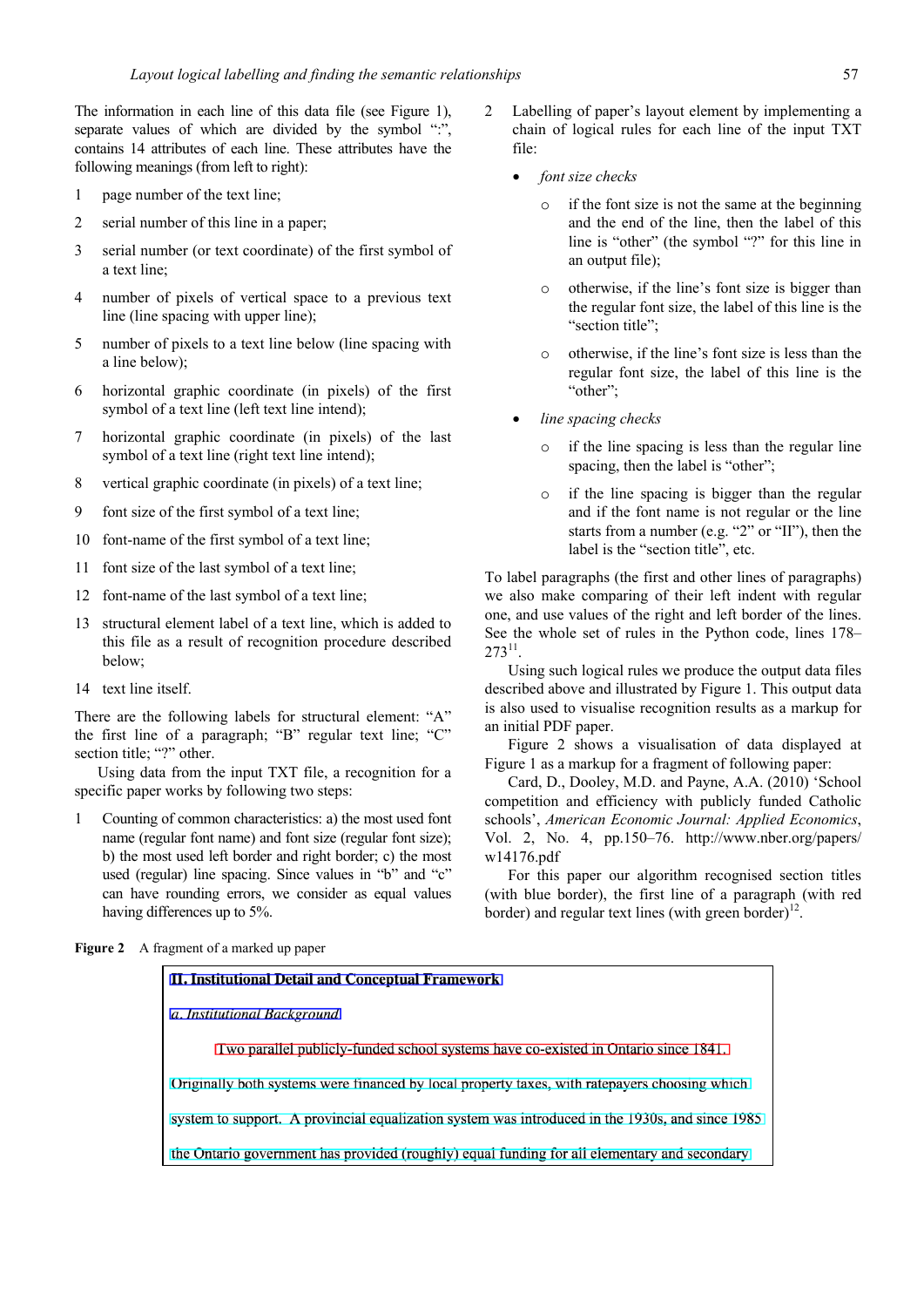The information in each line of this data file (see Figure 1), separate values of which are divided by the symbol ":", contains 14 attributes of each line. These attributes have the following meanings (from left to right):

1 page number of the text line;
2 serial number of this line in a paper;
3 serial number (or text coordinate) of the first symbol of a text line;
4 number of pixels of vertical space to a previous text line (line spacing with upper line);
5 number of pixels to a text line below (line spacing with a line below);
6 horizontal graphic coordinate (in pixels) of the first symbol of a text line (left text line intend);
7 horizontal graphic coordinate (in pixels) of the last symbol of a text line (right text line intend);
8 vertical graphic coordinate (in pixels) of a text line;
9 font size of the first symbol of a text line;
10 font-name of the first symbol of a text line;
11 font size of the last symbol of a text line;
12 font-name of the last symbol of a text line;
13 structural element label of a text line, which is added to this file as a result of recognition procedure described below;
14 text line itself.

There are the following labels for structural element: "A" the first line of a paragraph; "B" regular text line; "C" section title; "?" other.

Using data from the input TXT file, a recognition for a specific paper works by following two steps:

1 Counting of common characteristics: a) the most used font name (regular font name) and font size (regular font size); b) the most used left border and right border; c) the most used (regular) line spacing. Since values in "b" and "c" can have rounding errors, we consider as equal values having differences up to 5%.

2 Labelling of paper's layout element by implementing a chain of logical rules for each line of the input TXT file:

- *font size checks*
  - if the font size is not the same at the beginning and the end of the line, then the label of this line is "other" (the symbol "?" for this line in an output file);
  - otherwise, if the line's font size is bigger than the regular font size, the label of this line is the "section title";
  - otherwise, if the line's font size is less than the regular font size, the label of this line is the "other";
- *line spacing checks*
  - if the line spacing is less than the regular line spacing, then the label is "other";
  - if the line spacing is bigger than the regular and if the font name is not regular or the line starts from a number (e.g. "2" or "II"), then the label is the "section title", etc.

To label paragraphs (the first and other lines of paragraphs) we also make comparing of their left indent with regular one, and use values of the right and left border of the lines. See the whole set of rules in the Python code, lines 178–273[11].

Using such logical rules we produce the output data files described above and illustrated by Figure 1. This output data is also used to visualise recognition results as a markup for an initial PDF paper.

Figure 2 shows a visualisation of data displayed at Figure 1 as a markup for a fragment of following paper:

Card, D., Dooley, M.D. and Payne, A.A. (2010) 'School competition and efficiency with publicly funded Catholic schools', *American Economic Journal: Applied Economics*, Vol. 2, No. 4, pp.150–76. http://www.nber.org/papers/w14176.pdf

For this paper our algorithm recognised section titles (with blue border), the first line of a paragraph (with red border) and regular text lines (with green border)[12].

**Figure 2** A fragment of a marked up paper

II. Institutional Detail and Conceptual Framework

a. Institutional Background

Two parallel publicly-funded school systems have co-existed in Ontario since 1841.

Originally both systems were financed by local property taxes, with ratepayers choosing which

system to support. A provincial equalization system was introduced in the 1930s, and since 1985

the Ontario government has provided (roughly) equal funding for all elementary and secondary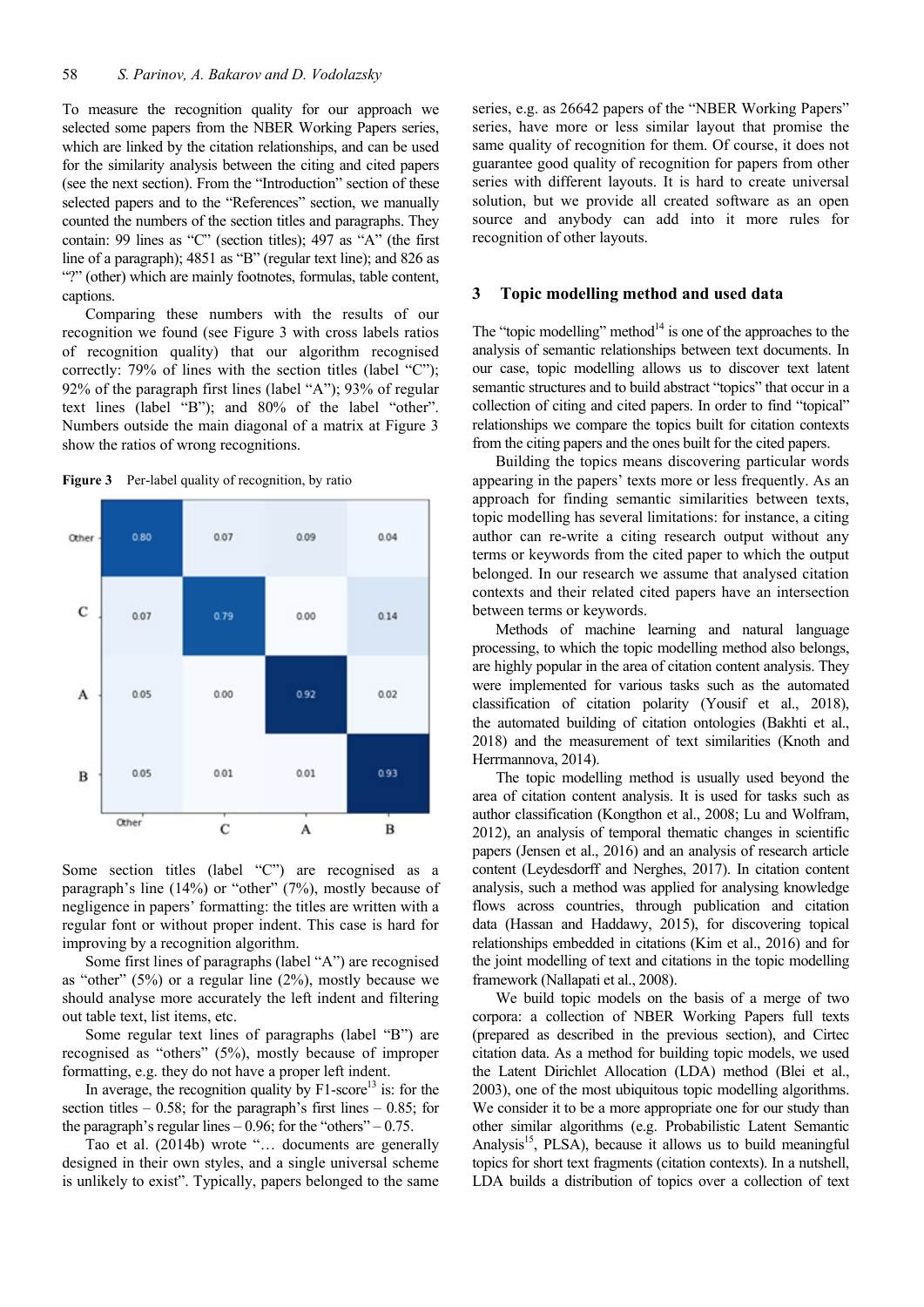To measure the recognition quality for our approach we selected some papers from the NBER Working Papers series, which are linked by the citation relationships, and can be used for the similarity analysis between the citing and cited papers (see the next section). From the "Introduction" section of these selected papers and to the "References" section, we manually counted the numbers of the section titles and paragraphs. They contain: 99 lines as "C" (section titles); 497 as "A" (the first line of a paragraph); 4851 as "B" (regular text line); and 826 as "?" (other) which are mainly footnotes, formulas, table content, captions.

Comparing these numbers with the results of our recognition we found (see Figure 3 with cross labels ratios of recognition quality) that our algorithm recognised correctly: 79% of lines with the section titles (label "C"); 92% of the paragraph first lines (label "A"); 93% of regular text lines (label "B"); and 80% of the label "other". Numbers outside the main diagonal of a matrix at Figure 3 show the ratios of wrong recognitions.

**Figure 3** Per-label quality of recognition, by ratio

Other 0.80 0.07 0.09 0.04
C 0.07 0.79 0.00 0.14
A 0.05 0.00 0.92 0.02
B 0.05 0.01 0.01 0.93
Other C A B

Some section titles (label "C") are recognised as a paragraph's line (14%) or "other" (7%), mostly because of negligence in papers' formatting: the titles are written with a regular font or without proper indent. This case is hard for improving by a recognition algorithm.

Some first lines of paragraphs (label "A") are recognised as "other" (5%) or a regular line (2%), mostly because we should analyse more accurately the left indent and filtering out table text, list items, etc.

Some regular text lines of paragraphs (label "B") are recognised as "others" (5%), mostly because of improper formatting, e.g. they do not have a proper left indent.

In average, the recognition quality by F1-score[13] is: for the section titles – 0.58; for the paragraph's first lines – 0.85; for the paragraph's regular lines – 0.96; for the "others" – 0.75.

Tao et al. (2014b) wrote "… documents are generally designed in their own styles, and a single universal scheme is unlikely to exist". Typically, papers belonged to the same series, e.g. as 26642 papers of the "NBER Working Papers" series, have more or less similar layout that promise the same quality of recognition for them. Of course, it does not guarantee good quality of recognition for papers from other series with different layouts. It is hard to create universal solution, but we provide all created software as an open source and anybody can add into it more rules for recognition of other layouts.

## 3 Topic modelling method and used data

The "topic modelling" method[14] is one of the approaches to the analysis of semantic relationships between text documents. In our case, topic modelling allows us to discover text latent semantic structures and to build abstract "topics" that occur in a collection of citing and cited papers. In order to find "topical" relationships we compare the topics built for citation contexts from the citing papers and the ones built for the cited papers.

Building the topics means discovering particular words appearing in the papers' texts more or less frequently. As an approach for finding semantic similarities between texts, topic modelling has several limitations: for instance, a citing author can re-write a citing research output without any terms or keywords from the cited paper to which the output belonged. In our research we assume that analysed citation contexts and their related cited papers have an intersection between terms or keywords.

Methods of machine learning and natural language processing, to which the topic modelling method also belongs, are highly popular in the area of citation content analysis. They were implemented for various tasks such as the automated classification of citation polarity (Yousif et al., 2018), the automated building of citation ontologies (Bakhti et al., 2018) and the measurement of text similarities (Knoth and Herrmannova, 2014).

The topic modelling method is usually used beyond the area of citation content analysis. It is used for tasks such as author classification (Kongthon et al., 2008; Lu and Wolfram, 2012), an analysis of temporal thematic changes in scientific papers (Jensen et al., 2016) and an analysis of research article content (Leydesdorff and Nerghes, 2017). In citation content analysis, such a method was applied for analysing knowledge flows across countries, through publication and citation data (Hassan and Haddawy, 2015), for discovering topical relationships embedded in citations (Kim et al., 2016) and for the joint modelling of text and citations in the topic modelling framework (Nallapati et al., 2008).

We build topic models on the basis of a merge of two corpora: a collection of NBER Working Papers full texts (prepared as described in the previous section), and Cirtec citation data. As a method for building topic models, we used the Latent Dirichlet Allocation (LDA) method (Blei et al., 2003), one of the most ubiquitous topic modelling algorithms. We consider it to be a more appropriate one for our study than other similar algorithms (e.g. Probabilistic Latent Semantic Analysis[15], PLSA), because it allows us to build meaningful topics for short text fragments (citation contexts). In a nutshell, LDA builds a distribution of topics over a collection of text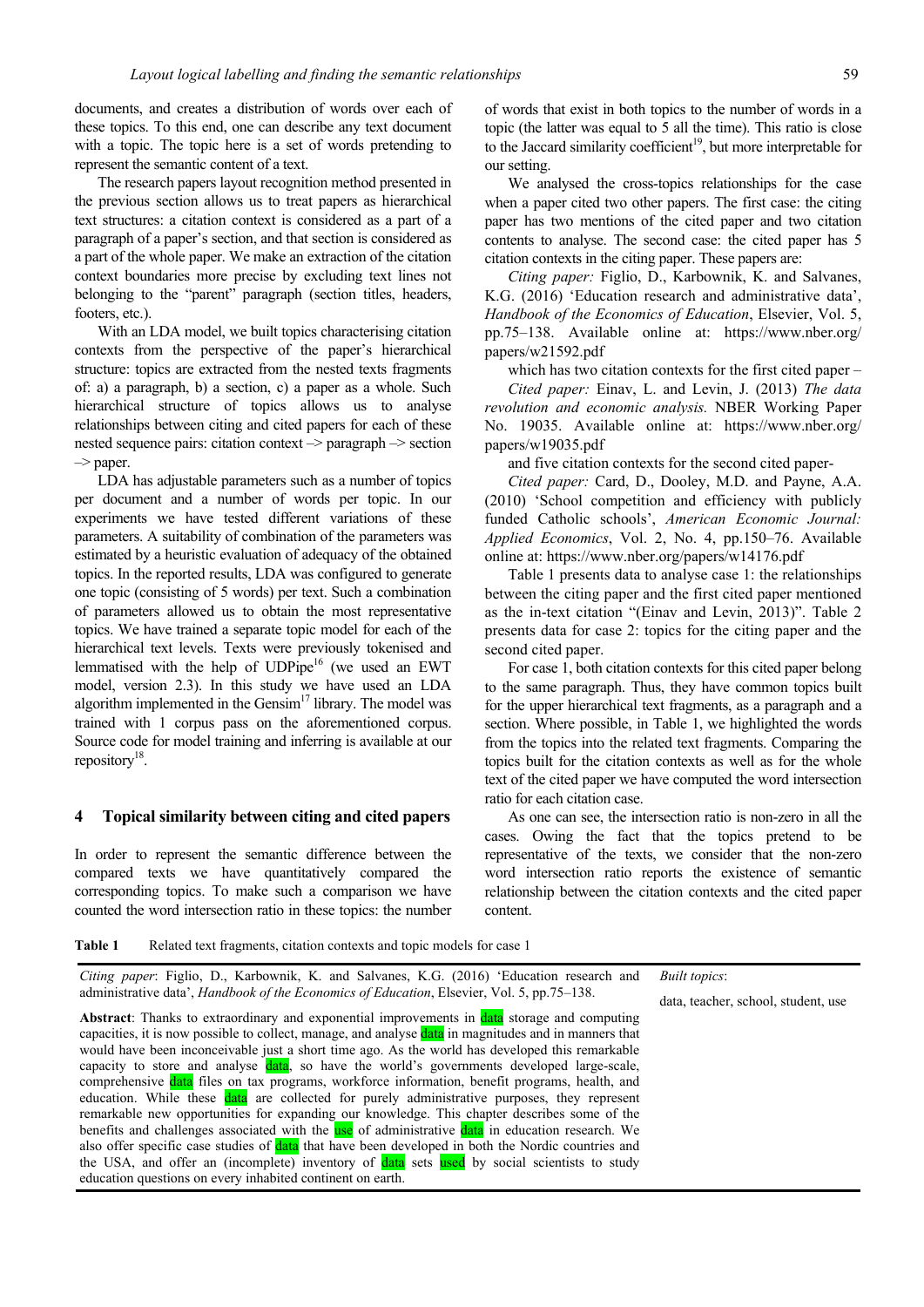documents, and creates a distribution of words over each of these topics. To this end, one can describe any text document with a topic. The topic here is a set of words pretending to represent the semantic content of a text.

The research papers layout recognition method presented in the previous section allows us to treat papers as hierarchical text structures: a citation context is considered as a part of a paragraph of a paper's section, and that section is considered as a part of the whole paper. We make an extraction of the citation context boundaries more precise by excluding text lines not belonging to the "parent" paragraph (section titles, headers, footers, etc.).

With an LDA model, we built topics characterising citation contexts from the perspective of the paper's hierarchical structure: topics are extracted from the nested texts fragments of: a) a paragraph, b) a section, c) a paper as a whole. Such hierarchical structure of topics allows us to analyse relationships between citing and cited papers for each of these nested sequence pairs: citation context –> paragraph –> section –> paper.

LDA has adjustable parameters such as a number of topics per document and a number of words per topic. In our experiments we have tested different variations of these parameters. A suitability of combination of the parameters was estimated by a heuristic evaluation of adequacy of the obtained topics. In the reported results, LDA was configured to generate one topic (consisting of 5 words) per text. Such a combination of parameters allowed us to obtain the most representative topics. We have trained a separate topic model for each of the hierarchical text levels. Texts were previously tokenised and lemmatised with the help of UDPipe[16] (we used an EWT model, version 2.3). In this study we have used an LDA algorithm implemented in the Gensim[17] library. The model was trained with 1 corpus pass on the aforementioned corpus. Source code for model training and inferring is available at our repository[18].

## 4 Topical similarity between citing and cited papers

In order to represent the semantic difference between the compared texts we have quantitatively compared the corresponding topics. To make such a comparison we have counted the word intersection ratio in these topics: the number of words that exist in both topics to the number of words in a topic (the latter was equal to 5 all the time). This ratio is close to the Jaccard similarity coefficient[19], but more interpretable for our setting.

We analysed the cross-topics relationships for the case when a paper cited two other papers. The first case: the citing paper has two mentions of the cited paper and two citation contents to analyse. The second case: the cited paper has 5 citation contexts in the citing paper. These papers are:

*Citing paper:* Figlio, D., Karbownik, K. and Salvanes, K.G. (2016) 'Education research and administrative data', *Handbook of the Economics of Education*, Elsevier, Vol. 5, pp.75–138. Available online at: https://www.nber.org/papers/w21592.pdf

which has two citation contexts for the first cited paper –

*Cited paper:* Einav, L. and Levin, J. (2013) *The data revolution and economic analysis.* NBER Working Paper No. 19035. Available online at: https://www.nber.org/papers/w19035.pdf

and five citation contexts for the second cited paper-

*Cited paper:* Card, D., Dooley, M.D. and Payne, A.A. (2010) 'School competition and efficiency with publicly funded Catholic schools', *American Economic Journal: Applied Economics*, Vol. 2, No. 4, pp.150–76. Available online at: https://www.nber.org/papers/w14176.pdf

Table 1 presents data to analyse case 1: the relationships between the citing paper and the first cited paper mentioned as the in-text citation "(Einav and Levin, 2013)". Table 2 presents data for case 2: topics for the citing paper and the second cited paper.

For case 1, both citation contexts for this cited paper belong to the same paragraph. Thus, they have common topics built for the upper hierarchical text fragments, as a paragraph and a section. Where possible, in Table 1, we highlighted the words from the topics into the related text fragments. Comparing the topics built for the citation contexts as well as for the whole text of the cited paper we have computed the word intersection ratio for each citation case.

As one can see, the intersection ratio is non-zero in all the cases. Owing the fact that the topics pretend to be representative of the texts, we consider that the non-zero word intersection ratio reports the existence of semantic relationship between the citation contexts and the cited paper content.

**Table 1** Related text fragments, citation contexts and topic models for case 1

| | |
|---|---|
| *Citing paper*: Figlio, D., Karbownik, K. and Salvanes, K.G. (2016) 'Education research and administrative data', *Handbook of the Economics of Education*, Elsevier, Vol. 5, pp.75–138.<br><br>**Abstract**: Thanks to extraordinary and exponential improvements in data storage and computing capacities, it is now possible to collect, manage, and analyse data in magnitudes and in manners that would have been inconceivable just a short time ago. As the world has developed this remarkable capacity to store and analyse data, so have the world's governments developed large-scale, comprehensive data files on tax programs, workforce information, benefit programs, health, and education. While these data are collected for purely administrative purposes, they represent remarkable new opportunities for expanding our knowledge. This chapter describes some of the benefits and challenges associated with the use of administrative data in education research. We also offer specific case studies of data that have been developed in both the Nordic countries and the USA, and offer an (incomplete) inventory of data sets used by social scientists to study education questions on every inhabited continent on earth. | *Built topics*:<br><br>data, teacher, school, student, use |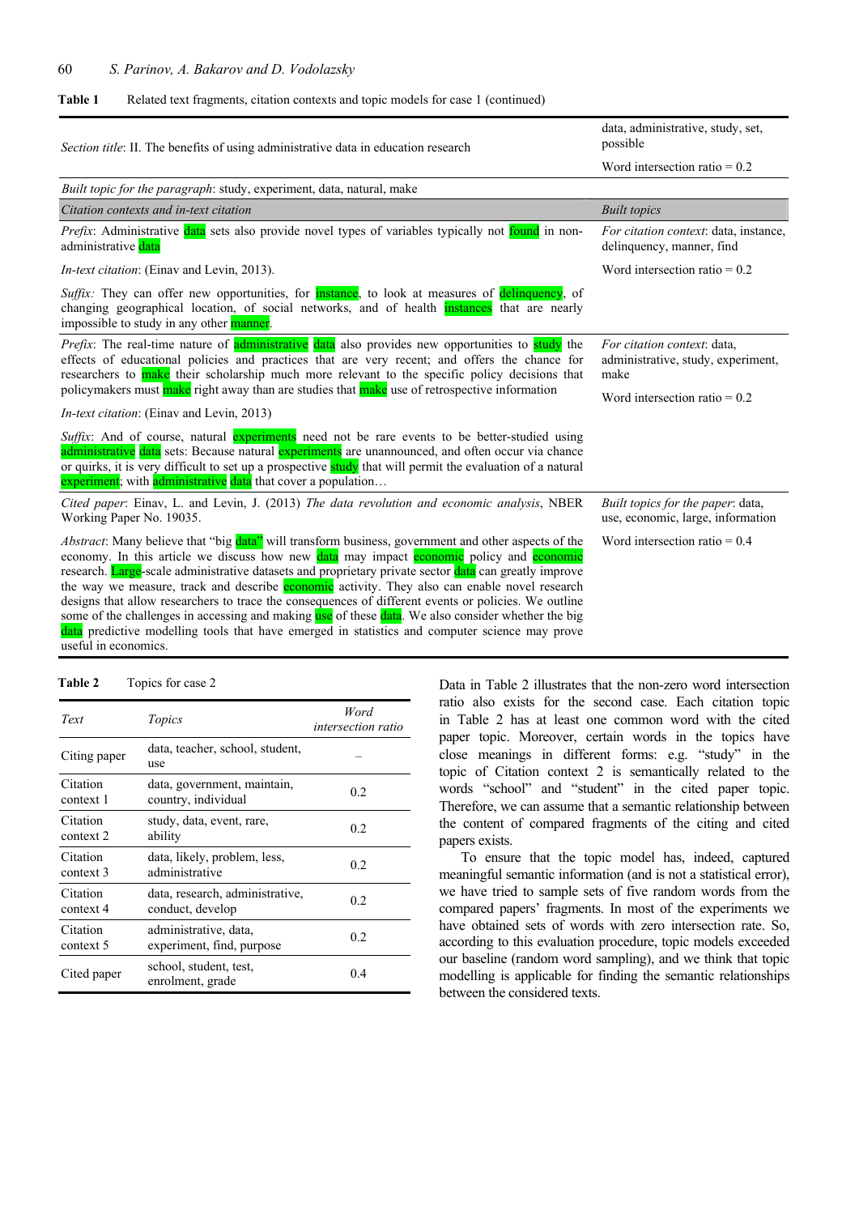**Table 1** Related text fragments, citation contexts and topic models for case 1 (continued)

| | |
|---|---|
| *Section title*: II. The benefits of using administrative data in education research | data, administrative, study, set, possible<br><br>Word intersection ratio = 0.2 |
| *Built topic for the paragraph*: study, experiment, data, natural, make | |
| *Citation contexts and in-text citation* | *Built topics* |
| *Prefix*: Administrative data sets also provide novel types of variables typically not found in non-administrative data<br><br>*In-text citation*: (Einav and Levin, 2013).<br><br>*Suffix:* They can offer new opportunities, for instance, to look at measures of delinquency, of changing geographical location, of social networks, and of health instances that are nearly impossible to study in any other manner. | *For citation context*: data, instance, delinquency, manner, find<br><br>Word intersection ratio = 0.2 |
| *Prefix*: The real-time nature of administrative data also provides new opportunities to study the effects of educational policies and practices that are very recent; and offers the chance for researchers to make their scholarship much more relevant to the specific policy decisions that policymakers must make right away than are studies that make use of retrospective information<br><br>*In-text citation*: (Einav and Levin, 2013)<br><br>*Suffix*: And of course, natural experiments need not be rare events to be better-studied using administrative data sets: Because natural experiments are unannounced, and often occur via chance or quirks, it is very difficult to set up a prospective study that will permit the evaluation of a natural experiment; with administrative data that cover a population… | *For citation context*: data, administrative, study, experiment, make<br><br>Word intersection ratio = 0.2 |
| *Cited paper*: Einav, L. and Levin, J. (2013) *The data revolution and economic analysis*, NBER Working Paper No. 19035.<br><br>*Abstract*: Many believe that "big data" will transform business, government and other aspects of the economy. In this article we discuss how new data may impact economic policy and economic research. Large-scale administrative datasets and proprietary private sector data can greatly improve the way we measure, track and describe economic activity. They also can enable novel research designs that allow researchers to trace the consequences of different events or policies. We outline some of the challenges in accessing and making use of these data. We also consider whether the big data predictive modelling tools that have emerged in statistics and computer science may prove useful in economics. | *Built topics for the paper*: data, use, economic, large, information<br><br>Word intersection ratio = 0.4 |

**Table 2** Topics for case 2

| *Text* | *Topics* | *Word intersection ratio* |
|---|---|---|
| Citing paper | data, teacher, school, student, use | – |
| Citation context 1 | data, government, maintain, country, individual | 0.2 |
| Citation context 2 | study, data, event, rare, ability | 0.2 |
| Citation context 3 | data, likely, problem, less, administrative | 0.2 |
| Citation context 4 | data, research, administrative, conduct, develop | 0.2 |
| Citation context 5 | administrative, data, experiment, find, purpose | 0.2 |
| Cited paper | school, student, test, enrolment, grade | 0.4 |

Data in Table 2 illustrates that the non-zero word intersection ratio also exists for the second case. Each citation topic in Table 2 has at least one common word with the cited paper topic. Moreover, certain words in the topics have close meanings in different forms: e.g. "study" in the topic of Citation context 2 is semantically related to the words "school" and "student" in the cited paper topic. Therefore, we can assume that a semantic relationship between the content of compared fragments of the citing and cited papers exists.

To ensure that the topic model has, indeed, captured meaningful semantic information (and is not a statistical error), we have tried to sample sets of five random words from the compared papers' fragments. In most of the experiments we have obtained sets of words with zero intersection rate. So, according to this evaluation procedure, topic models exceeded our baseline (random word sampling), and we think that topic modelling is applicable for finding the semantic relationships between the considered texts.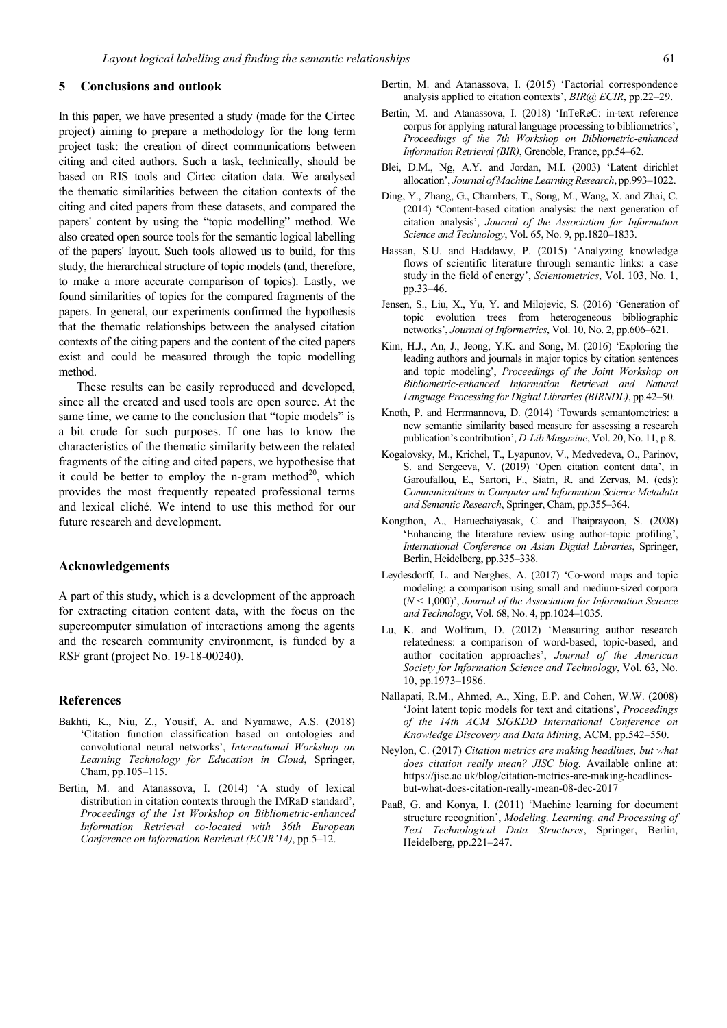## 5 Conclusions and outlook

In this paper, we have presented a study (made for the Cirtec project) aiming to prepare a methodology for the long term project task: the creation of direct communications between citing and cited authors. Such a task, technically, should be based on RIS tools and Cirtec citation data. We analysed the thematic similarities between the citation contexts of the citing and cited papers from these datasets, and compared the papers' content by using the "topic modelling" method. We also created open source tools for the semantic logical labelling of the papers' layout. Such tools allowed us to build, for this study, the hierarchical structure of topic models (and, therefore, to make a more accurate comparison of topics). Lastly, we found similarities of topics for the compared fragments of the papers. In general, our experiments confirmed the hypothesis that the thematic relationships between the analysed citation contexts of the citing papers and the content of the cited papers exist and could be measured through the topic modelling method.

These results can be easily reproduced and developed, since all the created and used tools are open source. At the same time, we came to the conclusion that "topic models" is a bit crude for such purposes. If one has to know the characteristics of the thematic similarity between the related fragments of the citing and cited papers, we hypothesise that it could be better to employ the n-gram method[20], which provides the most frequently repeated professional terms and lexical cliché. We intend to use this method for our future research and development.

## Acknowledgements

A part of this study, which is a development of the approach for extracting citation content data, with the focus on the supercomputer simulation of interactions among the agents and the research community environment, is funded by a RSF grant (project No. 19-18-00240).

## References

Bakhti, K., Niu, Z., Yousif, A. and Nyamawe, A.S. (2018) 'Citation function classification based on ontologies and convolutional neural networks', *International Workshop on Learning Technology for Education in Cloud*, Springer, Cham, pp.105–115.

Bertin, M. and Atanassova, I. (2014) 'A study of lexical distribution in citation contexts through the IMRaD standard', *Proceedings of the 1st Workshop on Bibliometric-enhanced Information Retrieval co-located with 36th European Conference on Information Retrieval (ECIR'14)*, pp.5–12.

Bertin, M. and Atanassova, I. (2015) 'Factorial correspondence analysis applied to citation contexts', *BIR@ ECIR*, pp.22–29.

Bertin, M. and Atanassova, I. (2018) 'InTeReC: in-text reference corpus for applying natural language processing to bibliometrics', *Proceedings of the 7th Workshop on Bibliometric-enhanced Information Retrieval (BIR)*, Grenoble, France, pp.54–62.

Blei, D.M., Ng, A.Y. and Jordan, M.I. (2003) 'Latent dirichlet allocation', *Journal of Machine Learning Research*, pp.993–1022.

Ding, Y., Zhang, G., Chambers, T., Song, M., Wang, X. and Zhai, C. (2014) 'Content-based citation analysis: the next generation of citation analysis', *Journal of the Association for Information Science and Technology*, Vol. 65, No. 9, pp.1820–1833.

Hassan, S.U. and Haddawy, P. (2015) 'Analyzing knowledge flows of scientific literature through semantic links: a case study in the field of energy', *Scientometrics*, Vol. 103, No. 1, pp.33–46.

Jensen, S., Liu, X., Yu, Y. and Milojevic, S. (2016) 'Generation of topic evolution trees from heterogeneous bibliographic networks', *Journal of Informetrics*, Vol. 10, No. 2, pp.606–621.

Kim, H.J., An, J., Jeong, Y.K. and Song, M. (2016) 'Exploring the leading authors and journals in major topics by citation sentences and topic modeling', *Proceedings of the Joint Workshop on Bibliometric-enhanced Information Retrieval and Natural Language Processing for Digital Libraries (BIRNDL)*, pp.42–50.

Knoth, P. and Herrmannova, D. (2014) 'Towards semantometrics: a new semantic similarity based measure for assessing a research publication's contribution', *D-Lib Magazine*, Vol. 20, No. 11, p.8.

Kogalovsky, M., Krichel, T., Lyapunov, V., Medvedeva, O., Parinov, S. and Sergeeva, V. (2019) 'Open citation content data', in Garoufallou, E., Sartori, F., Siatri, R. and Zervas, M. (eds): *Communications in Computer and Information Science Metadata and Semantic Research*, Springer, Cham, pp.355–364.

Kongthon, A., Haruechaiyasak, C. and Thaiprayoon, S. (2008) 'Enhancing the literature review using author-topic profiling', *International Conference on Asian Digital Libraries*, Springer, Berlin, Heidelberg, pp.335–338.

Leydesdorff, L. and Nerghes, A. (2017) 'Co-word maps and topic modeling: a comparison using small and medium-sized corpora ($N$ < 1,000)', *Journal of the Association for Information Science and Technology*, Vol. 68, No. 4, pp.1024–1035.

Lu, K. and Wolfram, D. (2012) 'Measuring author research relatedness: a comparison of word-based, topic-based, and author cocitation approaches', *Journal of the American Society for Information Science and Technology*, Vol. 63, No. 10, pp.1973–1986.

Nallapati, R.M., Ahmed, A., Xing, E.P. and Cohen, W.W. (2008) 'Joint latent topic models for text and citations', *Proceedings of the 14th ACM SIGKDD International Conference on Knowledge Discovery and Data Mining*, ACM, pp.542–550.

Neylon, C. (2017) *Citation metrics are making headlines, but what does citation really mean? JISC blog.* Available online at: https://jisc.ac.uk/blog/citation-metrics-are-making-headlines-but-what-does-citation-really-mean-08-dec-2017

Paaß, G. and Konya, I. (2011) 'Machine learning for document structure recognition', *Modeling, Learning, and Processing of Text Technological Data Structures*, Springer, Berlin, Heidelberg, pp.221–247.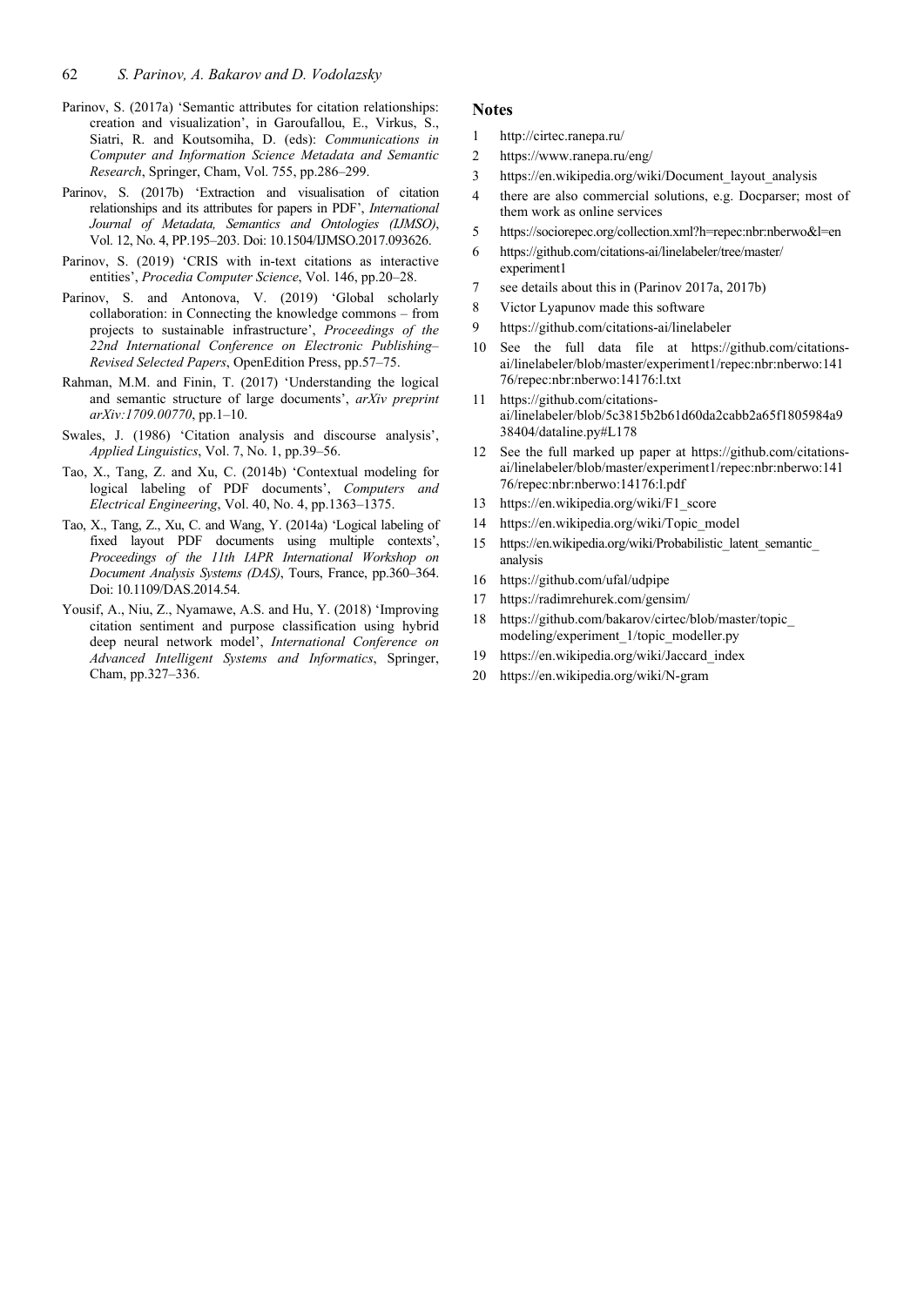Parinov, S. (2017a) 'Semantic attributes for citation relationships: creation and visualization', in Garoufallou, E., Virkus, S., Siatri, R. and Koutsomiha, D. (eds): *Communications in Computer and Information Science Metadata and Semantic Research*, Springer, Cham, Vol. 755, pp.286–299.

Parinov, S. (2017b) 'Extraction and visualisation of citation relationships and its attributes for papers in PDF', *International Journal of Metadata, Semantics and Ontologies (IJMSO)*, Vol. 12, No. 4, PP.195–203. Doi: 10.1504/IJMSO.2017.093626.

Parinov, S. (2019) 'CRIS with in-text citations as interactive entities', *Procedia Computer Science*, Vol. 146, pp.20–28.

Parinov, S. and Antonova, V. (2019) 'Global scholarly collaboration: in Connecting the knowledge commons – from projects to sustainable infrastructure', *Proceedings of the 22nd International Conference on Electronic Publishing–Revised Selected Papers*, OpenEdition Press, pp.57–75.

Rahman, M.M. and Finin, T. (2017) 'Understanding the logical and semantic structure of large documents', *arXiv preprint arXiv:1709.00770*, pp.1–10.

Swales, J. (1986) 'Citation analysis and discourse analysis', *Applied Linguistics*, Vol. 7, No. 1, pp.39–56.

Tao, X., Tang, Z. and Xu, C. (2014b) 'Contextual modeling for logical labeling of PDF documents', *Computers and Electrical Engineering*, Vol. 40, No. 4, pp.1363–1375.

Tao, X., Tang, Z., Xu, C. and Wang, Y. (2014a) 'Logical labeling of fixed layout PDF documents using multiple contexts', *Proceedings of the 11th IAPR International Workshop on Document Analysis Systems (DAS)*, Tours, France, pp.360–364. Doi: 10.1109/DAS.2014.54.

Yousif, A., Niu, Z., Nyamawe, A.S. and Hu, Y. (2018) 'Improving citation sentiment and purpose classification using hybrid deep neural network model', *International Conference on Advanced Intelligent Systems and Informatics*, Springer, Cham, pp.327–336.

## Notes

1. http://cirtec.ranepa.ru/
2. https://www.ranepa.ru/eng/
3. https://en.wikipedia.org/wiki/Document_layout_analysis
4. there are also commercial solutions, e.g. Docparser; most of them work as online services
5. https://sociorepec.org/collection.xml?h=repec:nbr:nberwo&l=en
6. https://github.com/citations-ai/linelabeler/tree/master/experiment1
7. see details about this in (Parinov 2017a, 2017b)
8. Victor Lyapunov made this software
9. https://github.com/citations-ai/linelabeler
10. See the full data file at https://github.com/citations-ai/linelabeler/blob/master/experiment1/repec:nbr:nberwo:14176/repec:nbr:nberwo:14176:l.txt
11. https://github.com/citations-ai/linelabeler/blob/5c3815b2b61d60da2cabb2a65f1805984a938404/dataline.py#L178
12. See the full marked up paper at https://github.com/citations-ai/linelabeler/blob/master/experiment1/repec:nbr:nberwo:14176/repec:nbr:nberwo:14176:l.pdf
13. https://en.wikipedia.org/wiki/F1_score
14. https://en.wikipedia.org/wiki/Topic_model
15. https://en.wikipedia.org/wiki/Probabilistic_latent_semantic_analysis
16. https://github.com/ufal/udpipe
17. https://radimrehurek.com/gensim/
18. https://github.com/bakarov/cirtec/blob/master/topic_modeling/experiment_1/topic_modeller.py
19. https://en.wikipedia.org/wiki/Jaccard_index
20. https://en.wikipedia.org/wiki/N-gram